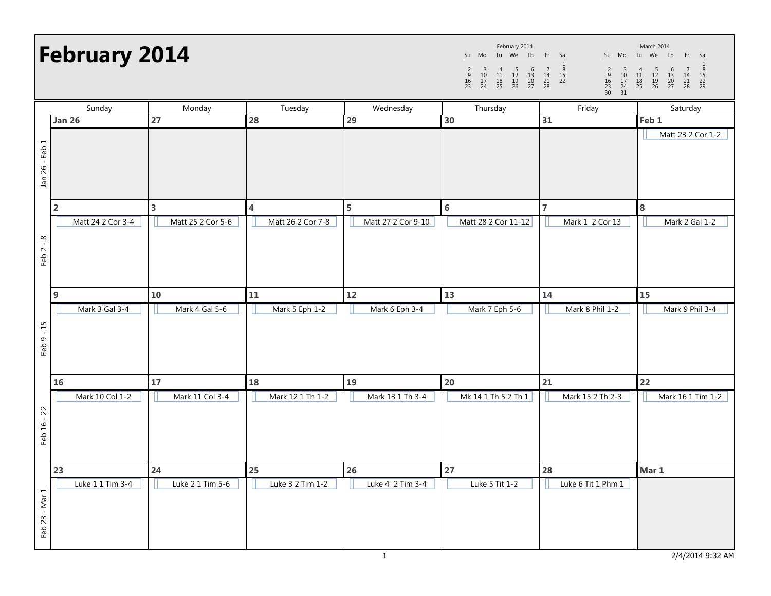# February 2014

| February 2014 | | | | | | |
|---|---|---|---|---|---|---|
| Su | Mo | Tu | We | Th | Fr | Sa |
| | | | | | | 1 |
| 2 | 3 | 4 | 5 | 6 | 7 | 8 |
| 9 | 10 | 11 | 12 | 13 | 14 | 15 |
| 16 | 17 | 18 | 19 | 20 | 21 | 22 |
| 23 | 24 | 25 | 26 | 27 | 28 | |

| March 2014 | | | | | | |
|---|---|---|---|---|---|---|
| Su | Mo | Tu | We | Th | Fr | Sa |
| | | | | | | 1 |
| 2 | 3 | 4 | 5 | 6 | 7 | 8 |
| 9 | 10 | 11 | 12 | 13 | 14 | 15 |
| 16 | 17 | 18 | 19 | 20 | 21 | 22 |
| 23 | 24 | 25 | 26 | 27 | 28 | 29 |
| 30 | 31 | | | | | |

| Week | Sunday | Monday | Tuesday | Wednesday | Thursday | Friday | Saturday |
|---|---|---|---|---|---|---|---|
| Jan 26 - Feb 1 | **Jan 26** | **27** | **28** | **29** | **30** | **31** | **Feb 1**<br>Matt 23 2 Cor 1-2 |
| Feb 2 - 8 | **2**<br>Matt 24 2 Cor 3-4 | **3**<br>Matt 25 2 Cor 5-6 | **4**<br>Matt 26 2 Cor 7-8 | **5**<br>Matt 27 2 Cor 9-10 | **6**<br>Matt 28 2 Cor 11-12 | **7**<br>Mark 1 2 Cor 13 | **8**<br>Mark 2 Gal 1-2 |
| Feb 9 - 15 | **9**<br>Mark 3 Gal 3-4 | **10**<br>Mark 4 Gal 5-6 | **11**<br>Mark 5 Eph 1-2 | **12**<br>Mark 6 Eph 3-4 | **13**<br>Mark 7 Eph 5-6 | **14**<br>Mark 8 Phil 1-2 | **15**<br>Mark 9 Phil 3-4 |
| Feb 16 - 22 | **16**<br>Mark 10 Col 1-2 | **17**<br>Mark 11 Col 3-4 | **18**<br>Mark 12 1 Th 1-2 | **19**<br>Mark 13 1 Th 3-4 | **20**<br>Mk 14 1 Th 5 2 Th 1 | **21**<br>Mark 15 2 Th 2-3 | **22**<br>Mark 16 1 Tim 1-2 |
| Feb 23 - Mar 1 | **23**<br>Luke 1 1 Tim 3-4 | **24**<br>Luke 2 1 Tim 5-6 | **25**<br>Luke 3 2 Tim 1-2 | **26**<br>Luke 4 2 Tim 3-4 | **27**<br>Luke 5 Tit 1-2 | **28**<br>Luke 6 Tit 1 Phm 1 | **Mar 1** |

2/4/2014 9:32 AM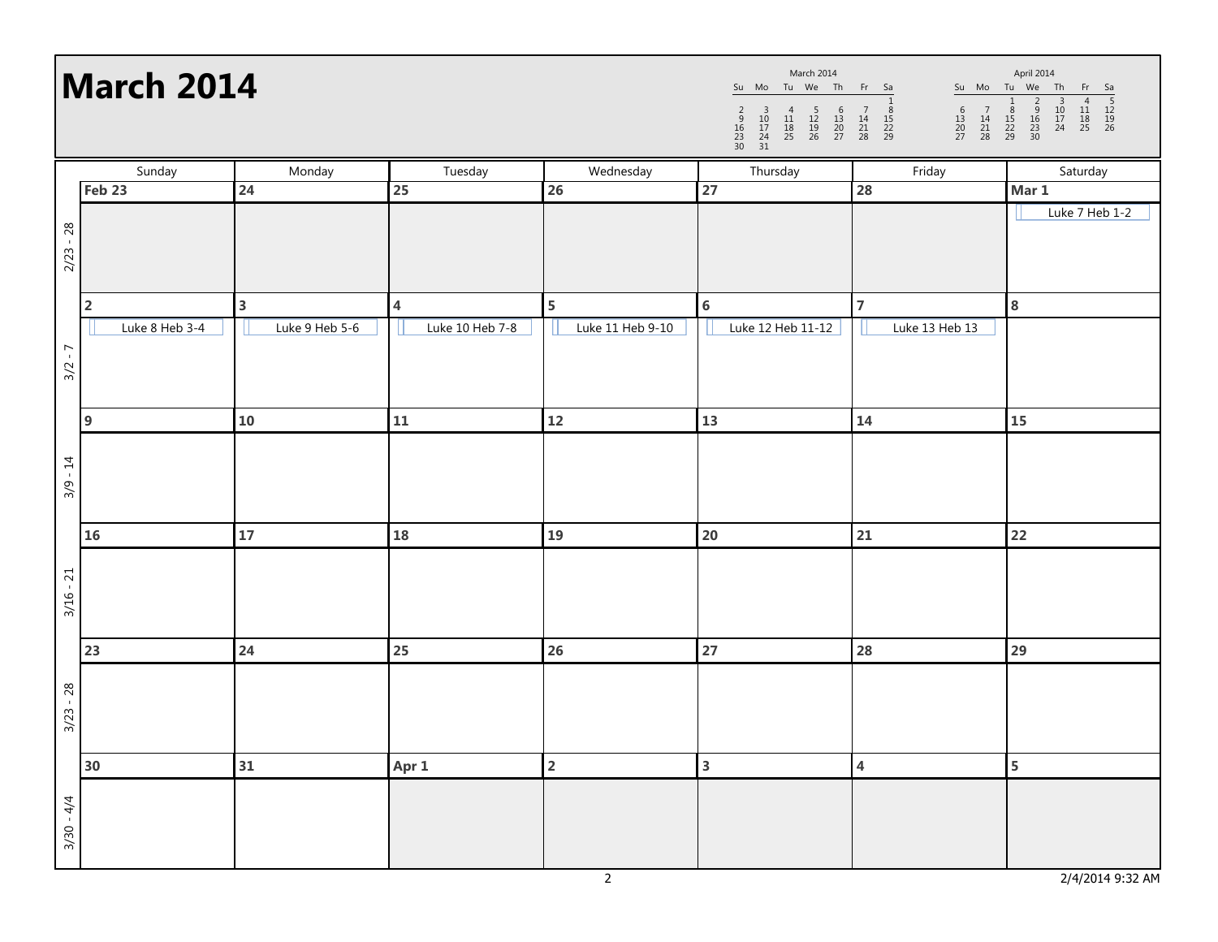# March 2014

**March 2014**

| Su | Mo | Tu | We | Th | Fr | Sa |
|---|---|---|---|---|---|---|
| | | | | | | 1 |
| 2 | 3 | 4 | 5 | 6 | 7 | 8 |
| 9 | 10 | 11 | 12 | 13 | 14 | 15 |
| 16 | 17 | 18 | 19 | 20 | 21 | 22 |
| 23 | 24 | 25 | 26 | 27 | 28 | 29 |
| 30 | 31 | | | | | |

**April 2014**

| Su | Mo | Tu | We | Th | Fr | Sa |
|---|---|---|---|---|---|---|
| | | 1 | 2 | 3 | 4 | 5 |
| 6 | 7 | 8 | 9 | 10 | 11 | 12 |
| 13 | 14 | 15 | 16 | 17 | 18 | 19 |
| 20 | 21 | 22 | 23 | 24 | 25 | 26 |
| 27 | 28 | 29 | 30 | | | |

| | Sunday | Monday | Tuesday | Wednesday | Thursday | Friday | Saturday |
|---|---|---|---|---|---|---|---|
| 2/23 - 28 | Feb 23 | 24 | 25 | 26 | 27 | 28 | Mar 1<br>Luke 7 Heb 1-2 |
| 3/2 - 7 | 2<br>Luke 8 Heb 3-4 | 3<br>Luke 9 Heb 5-6 | 4<br>Luke 10 Heb 7-8 | 5<br>Luke 11 Heb 9-10 | 6<br>Luke 12 Heb 11-12 | 7<br>Luke 13 Heb 13 | 8 |
| 3/9 - 14 | 9 | 10 | 11 | 12 | 13 | 14 | 15 |
| 3/16 - 21 | 16 | 17 | 18 | 19 | 20 | 21 | 22 |
| 3/23 - 28 | 23 | 24 | 25 | 26 | 27 | 28 | 29 |
| 3/30 - 4/4 | 30 | 31 | Apr 1 | 2 | 3 | 4 | 5 |

2/4/2014 9:32 AM